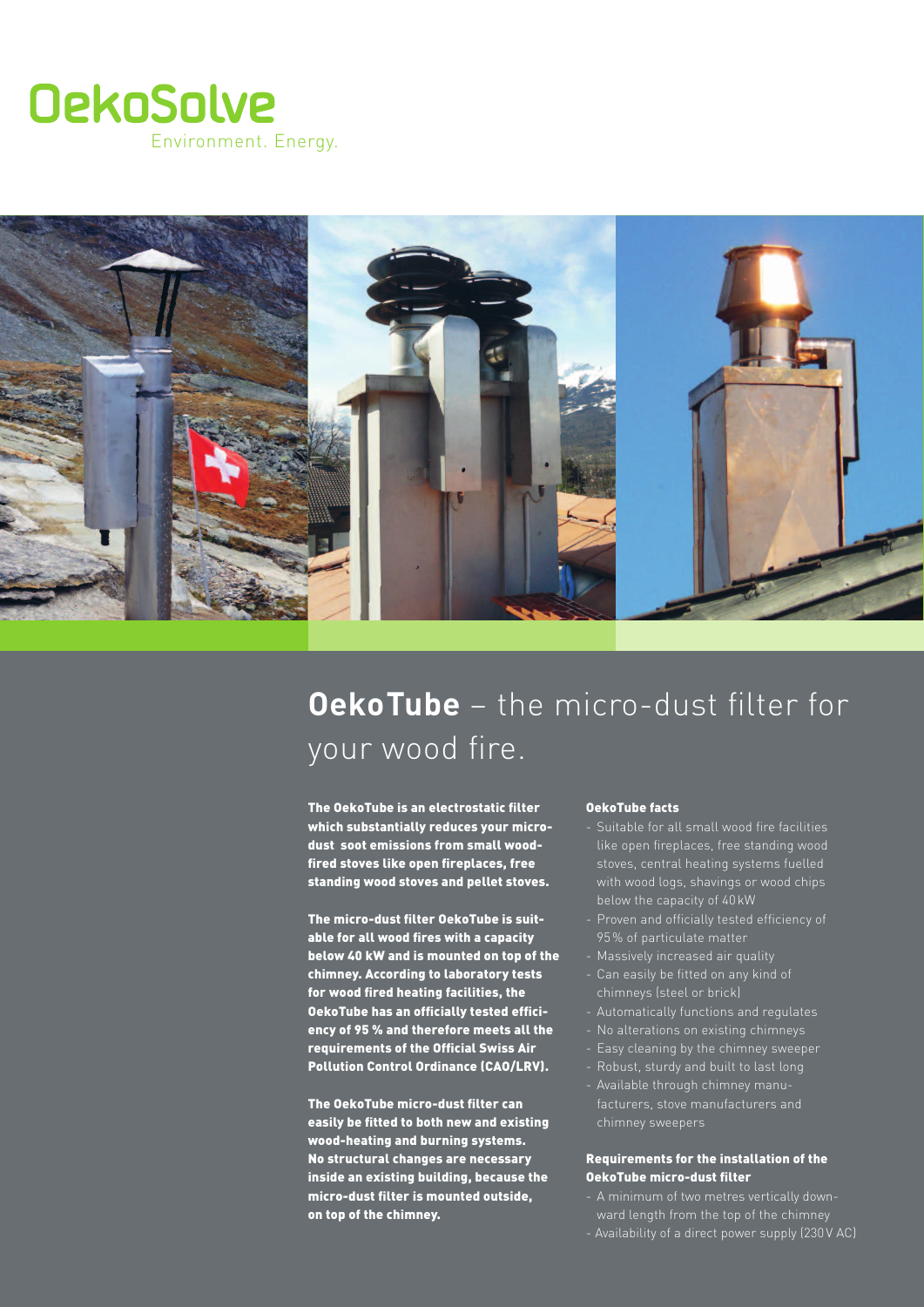# OekoSolve

Environment. Energy.

## **OekoTube** – the micro-dust filter for your wood fire.

**The OekoTube is an electrostatic filter which substantially reduces your micro-dust soot emissions from small wood-fired stoves like open fireplaces, free standing wood stoves and pellet stoves.**

**The micro-dust filter OekoTube is suitable for all wood fires with a capacity below 40 kW and is mounted on top of the chimney. According to laboratory tests for wood fired heating facilities, the OekoTube has an officially tested efficiency of 95 % and therefore meets all the requirements of the Official Swiss Air Pollution Control Ordinance (CAO/LRV).**

**The OekoTube micro-dust filter can easily be fitted to both new and existing wood-heating and burning systems. No structural changes are necessary inside an existing building, because the micro-dust filter is mounted outside, on top of the chimney.**

### OekoTube facts

- Suitable for all small wood fire facilities like open fireplaces, free standing wood stoves, central heating systems fuelled with wood logs, shavings or wood chips below the capacity of 40 kW
- Proven and officially tested efficiency of 95 % of particulate matter
- Massively increased air quality
- Can easily be fitted on any kind of chimneys (steel or brick)
- Automatically functions and regulates
- No alterations on existing chimneys
- Easy cleaning by the chimney sweeper
- Robust, sturdy and built to last long
- Available through chimney manufacturers, stove manufacturers and chimney sweepers

### Requirements for the installation of the OekoTube micro-dust filter

- A minimum of two metres vertically downward length from the top of the chimney
- Availability of a direct power supply (230 V AC)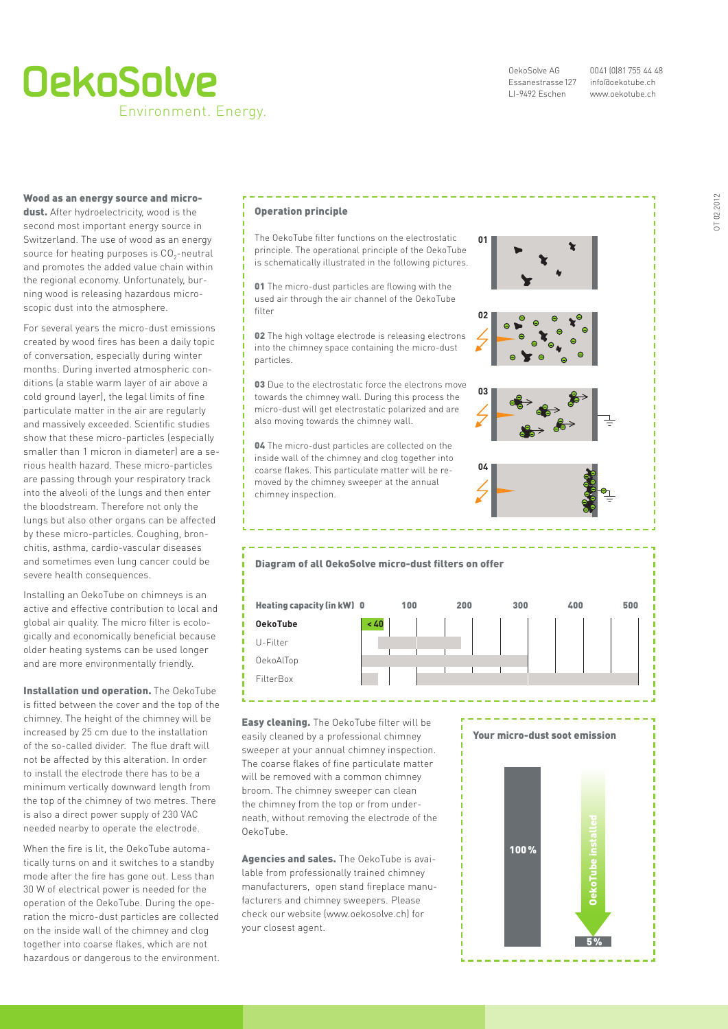# OekoSolve

Environment. Energy.

OekoSolve AG
Essanestrasse 127
LI-9492 Eschen

0041 (0)81 755 44 48
info@oekotube.ch
www.oekotube.ch

**Wood as an energy source and micro-dust.** After hydroelectricity, wood is the second most important energy source in Switzerland. The use of wood as an energy source for heating purposes is $CO_2$-neutral and promotes the added value chain within the regional economy. Unfortunately, burning wood is releasing hazardous microscopic dust into the atmosphere.

For several years the micro-dust emissions created by wood fires has been a daily topic of conversation, especially during winter months. During inverted atmospheric conditions (a stable warm layer of air above a cold ground layer), the legal limits of fine particulate matter in the air are regularly and massively exceeded. Scientific studies show that these micro-particles (especially smaller than 1 micron in diameter) are a serious health hazard. These micro-particles are passing through your respiratory track into the alveoli of the lungs and then enter the bloodstream. Therefore not only the lungs but also other organs can be affected by these micro-particles. Coughing, bronchitis, asthma, cardio-vascular diseases and sometimes even lung cancer could be severe health consequences.

Installing an OekoTube on chimneys is an active and effective contribution to local and global air quality. The micro filter is ecologically and economically beneficial because older heating systems can be used longer and are more environmentally friendly.

**Installation und operation.** The OekoTube is fitted between the cover and the top of the chimney. The height of the chimney will be increased by 25 cm due to the installation of the so-called divider. The flue draft will not be affected by this alteration. In order to install the electrode there has to be a minimum vertically downward length from the top of the chimney of two metres. There is also a direct power supply of 230 VAC needed nearby to operate the electrode.

When the fire is lit, the OekoTube automatically turns on and it switches to a standby mode after the fire has gone out. Less than 30 W of electrical power is needed for the operation of the OekoTube. During the operation the micro-dust particles are collected on the inside wall of the chimney and clog together into coarse flakes, which are not hazardous or dangerous to the environment.

### Operation principle

The OekoTube filter functions on the electrostatic principle. The operational principle of the OekoTube is schematically illustrated in the following pictures.

**01** The micro-dust particles are flowing with the used air through the air channel of the OekoTube filter

**02** The high voltage electrode is releasing electrons into the chimney space containing the micro-dust particles.

**03** Due to the electrostatic force the electrons move towards the chimney wall. During this process the micro-dust will get electrostatic polarized and are also moving towards the chimney wall.

**04** The micro-dust particles are collected on the inside wall of the chimney and clog together into coarse flakes. This particulate matter will be removed by the chimney sweeper at the annual chimney inspection.

01

02

03

04

### Diagram of all OekoSolve micro-dust filters on offer

Heating capacity (in kW) 0 100 200 300 400 500

OekoTube < 40

U-Filter

OekoAlTop

FilterBox

**Easy cleaning.** The OekoTube filter will be easily cleaned by a professional chimney sweeper at your annual chimney inspection. The coarse flakes of fine particulate matter will be removed with a common chimney broom. The chimney sweeper can clean the chimney from the top or from underneath, without removing the electrode of the OekoTube.

**Agencies and sales.** The OekoTube is available from professionally trained chimney manufacturers, open stand fireplace manufacturers and chimney sweepers. Please check our website (www.oekosolve.ch) for your closest agent.

### Your micro-dust soot emission

100 %

OekoTube installed

5 %